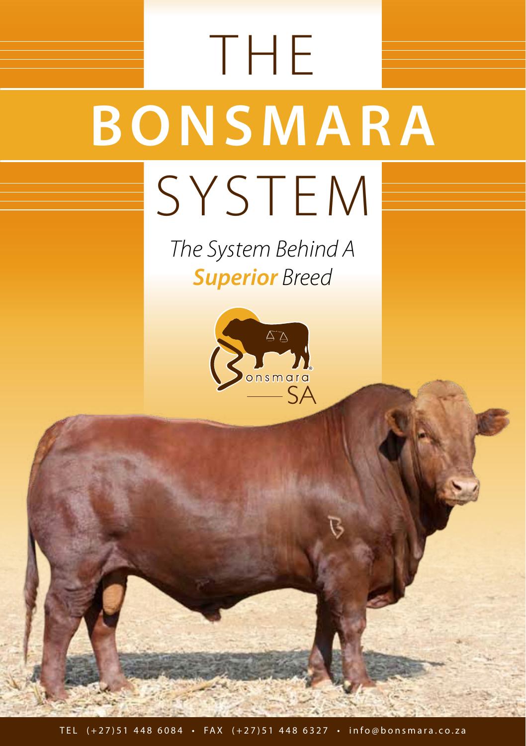# THE BONSMARA SYSTEM

*The System Behind A **Superior** Breed*

Bonsmara SA

TEL (+27)51 448 6084 • FAX (+27)51 448 6327 • info@bonsmara.co.za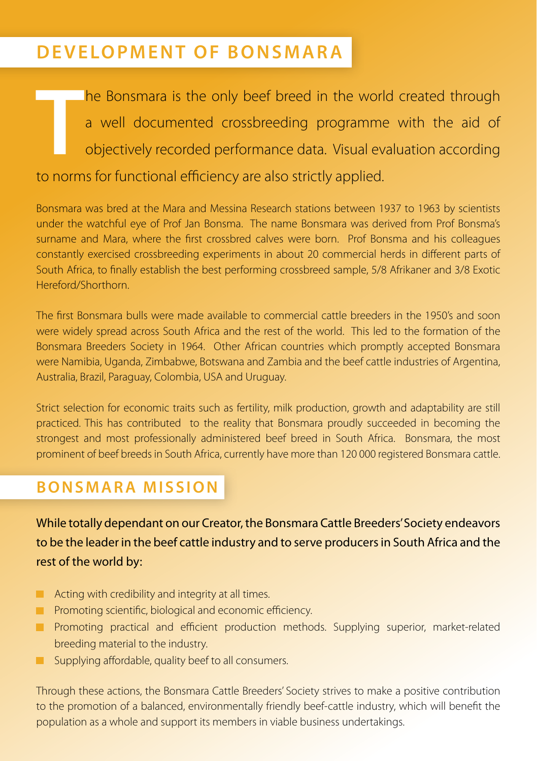## DEVELOPMENT OF BONSMARA

The Bonsmara is the only beef breed in the world created through a well documented crossbreeding programme with the aid of objectively recorded performance data. Visual evaluation according to norms for functional efficiency are also strictly applied.

Bonsmara was bred at the Mara and Messina Research stations between 1937 to 1963 by scientists under the watchful eye of Prof Jan Bonsma. The name Bonsmara was derived from Prof Bonsma's surname and Mara, where the first crossbred calves were born. Prof Bonsma and his colleagues constantly exercised crossbreeding experiments in about 20 commercial herds in different parts of South Africa, to finally establish the best performing crossbreed sample, 5/8 Afrikaner and 3/8 Exotic Hereford/Shorthorn.

The first Bonsmara bulls were made available to commercial cattle breeders in the 1950's and soon were widely spread across South Africa and the rest of the world. This led to the formation of the Bonsmara Breeders Society in 1964. Other African countries which promptly accepted Bonsmara were Namibia, Uganda, Zimbabwe, Botswana and Zambia and the beef cattle industries of Argentina, Australia, Brazil, Paraguay, Colombia, USA and Uruguay.

Strict selection for economic traits such as fertility, milk production, growth and adaptability are still practiced. This has contributed to the reality that Bonsmara proudly succeeded in becoming the strongest and most professionally administered beef breed in South Africa. Bonsmara, the most prominent of beef breeds in South Africa, currently have more than 120 000 registered Bonsmara cattle.

## BONSMARA MISSION

While totally dependant on our Creator, the Bonsmara Cattle Breeders' Society endeavors to be the leader in the beef cattle industry and to serve producers in South Africa and the rest of the world by:

- Acting with credibility and integrity at all times.
- Promoting scientific, biological and economic efficiency.
- Promoting practical and efficient production methods. Supplying superior, market-related breeding material to the industry.
- Supplying affordable, quality beef to all consumers.

Through these actions, the Bonsmara Cattle Breeders' Society strives to make a positive contribution to the promotion of a balanced, environmentally friendly beef-cattle industry, which will benefit the population as a whole and support its members in viable business undertakings.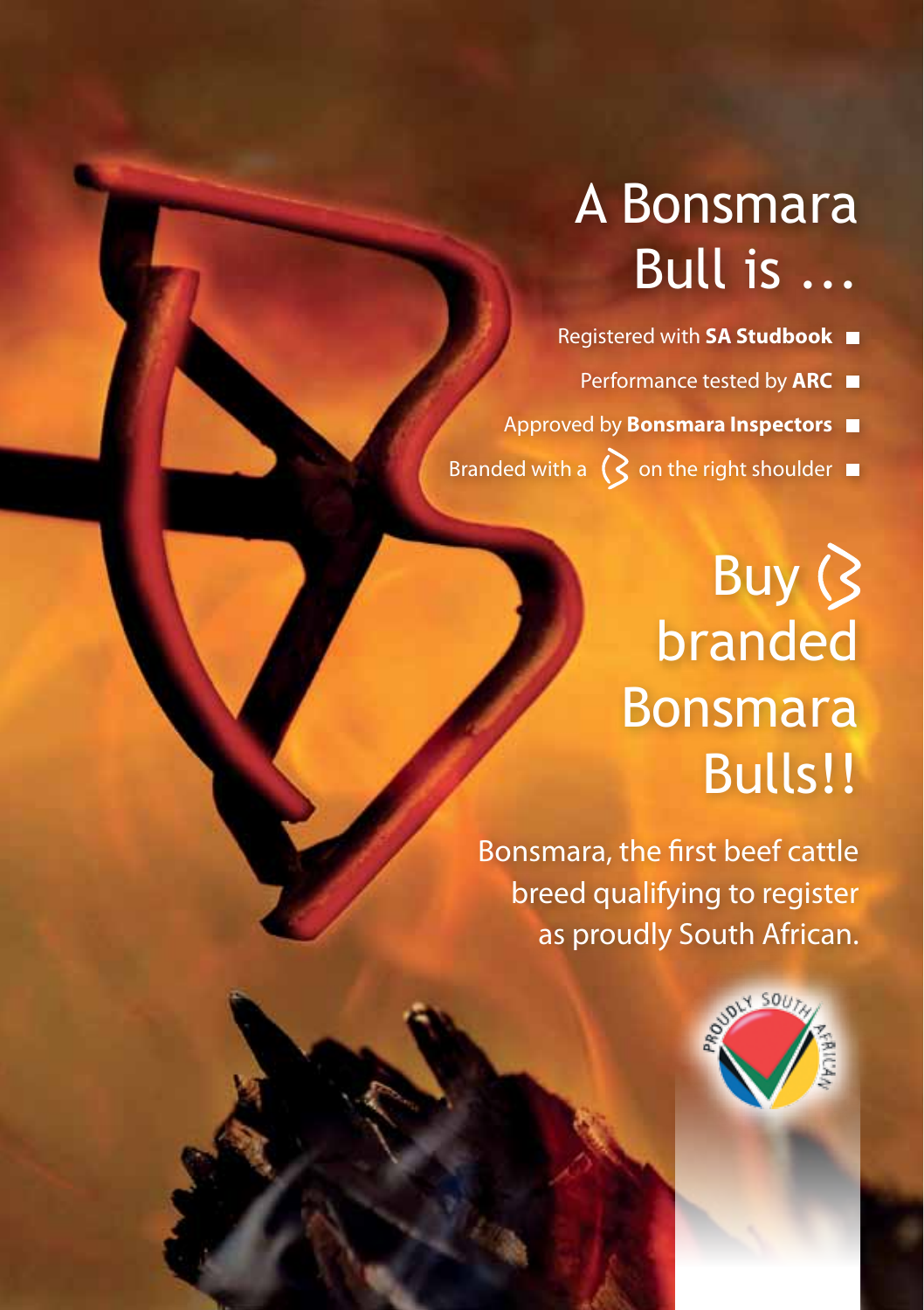# A Bonsmara Bull is …

- Registered with **SA Studbook**
- Performance tested by **ARC**
- Approved by **Bonsmara Inspectors**
- Branded with a ß on the right shoulder

## Buy ß branded Bonsmara Bulls!!

Bonsmara, the first beef cattle breed qualifying to register as proudly South African.

PROUDLY SOUTH AFRICAN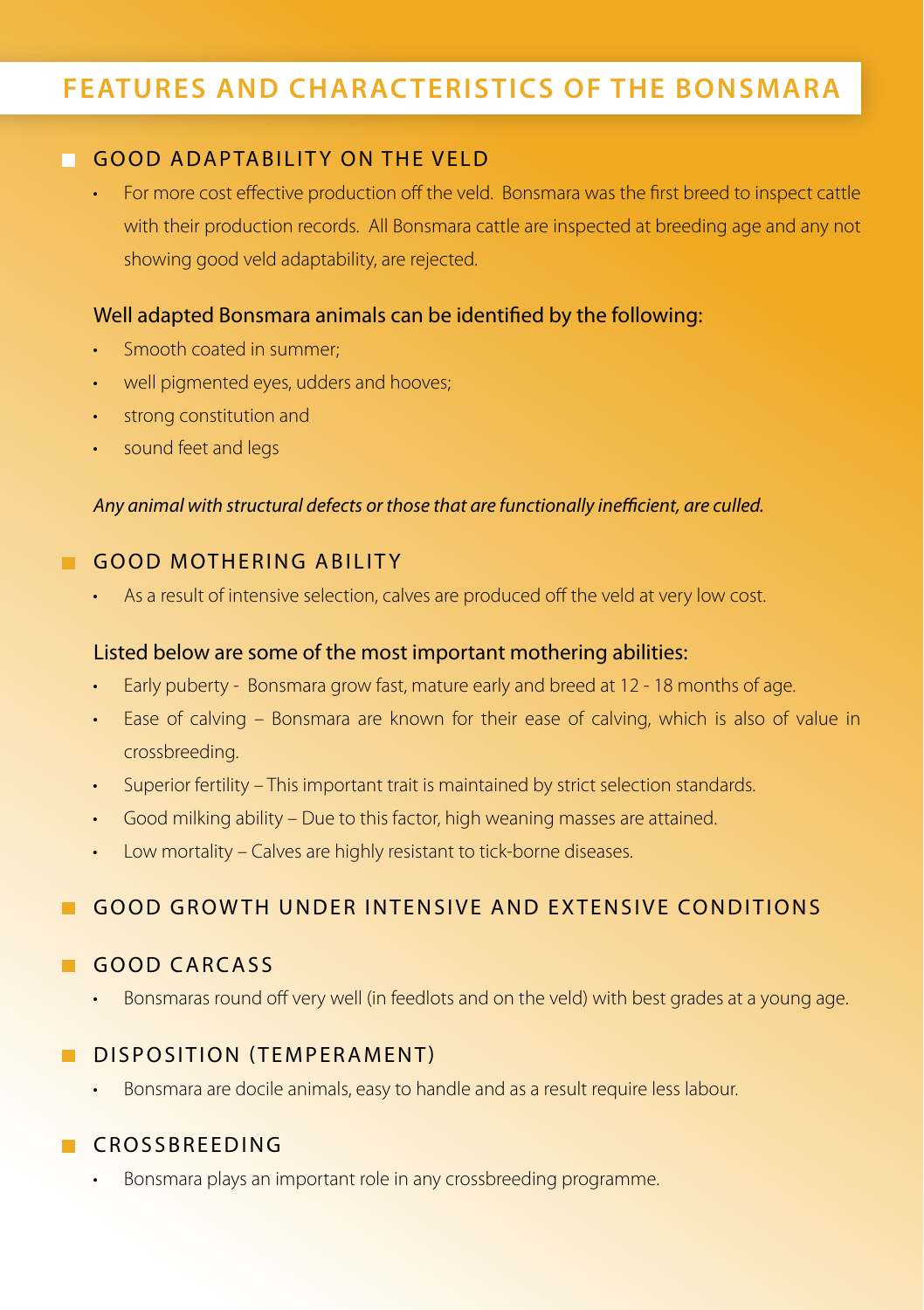# FEATURES AND CHARACTERISTICS OF THE BONSMARA

## GOOD ADAPTABILITY ON THE VELD

- For more cost effective production off the veld. Bonsmara was the first breed to inspect cattle with their production records. All Bonsmara cattle are inspected at breeding age and any not showing good veld adaptability, are rejected.

### Well adapted Bonsmara animals can be identified by the following:

- Smooth coated in summer;
- well pigmented eyes, udders and hooves;
- strong constitution and
- sound feet and legs

*Any animal with structural defects or those that are functionally inefficient, are culled.*

## GOOD MOTHERING ABILITY

- As a result of intensive selection, calves are produced off the veld at very low cost.

### Listed below are some of the most important mothering abilities:

- Early puberty - Bonsmara grow fast, mature early and breed at 12 - 18 months of age.
- Ease of calving – Bonsmara are known for their ease of calving, which is also of value in crossbreeding.
- Superior fertility – This important trait is maintained by strict selection standards.
- Good milking ability – Due to this factor, high weaning masses are attained.
- Low mortality – Calves are highly resistant to tick-borne diseases.

## GOOD GROWTH UNDER INTENSIVE AND EXTENSIVE CONDITIONS

## GOOD CARCASS

- Bonsmaras round off very well (in feedlots and on the veld) with best grades at a young age.

## DISPOSITION (TEMPERAMENT)

- Bonsmara are docile animals, easy to handle and as a result require less labour.

## CROSSBREEDING

- Bonsmara plays an important role in any crossbreeding programme.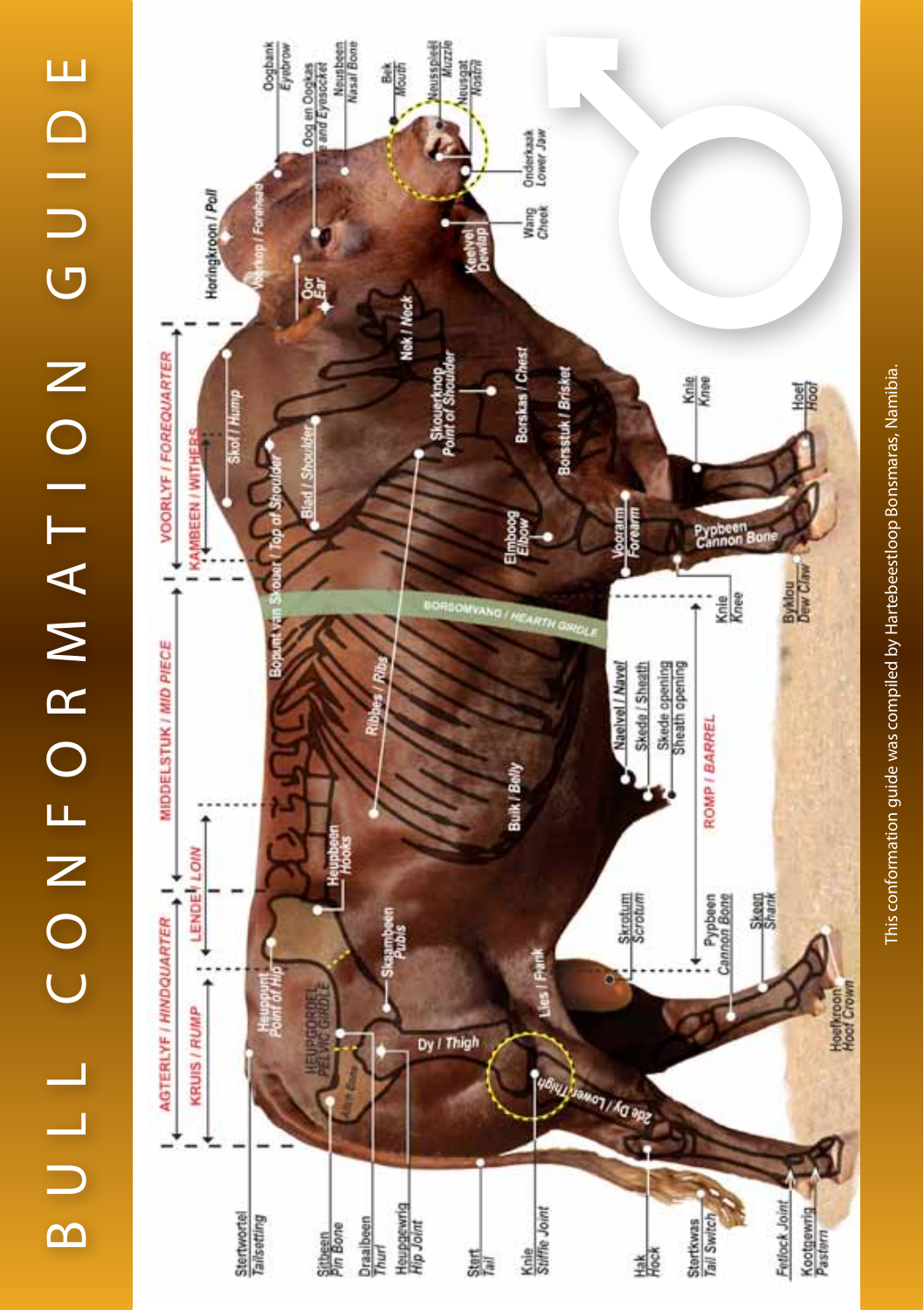# BULL CONFORMATION GUIDE

**VOORLYF / FOREQUARTER**

**KAMBEEN / WITHERS**

**MIDDELSTUK / MID PIECE**

**LENDE / LOIN**

**AGTERLYF / HINDQUARTER**

**KRUIS / RUMP**

**ROMP / BARREL**

- Horingkroon / Poll
- Voorkop / Forehead
- Oogbank / Eyebrow
- Oog en Oogkas / Eye and Eyesocket
- Neusbeen / Nasal Bone
- Bek / Mouth
- Neusspieël / Muzzle
- Neusgat / Nostril
- Onderkaak / Lower Jaw
- Wang / Cheek
- Keelvel / Dewlap
- Oor / Ear
- Nek / Neck
- Skof / Hump
- Skouerknop / Point of Shoulder
- Borskas / Chest
- Borsstuk / Brisket
- Blad / Shoulder
- Bopunt van Skouer / Top of Shoulder
- Knie / Knee
- Hoef / Hoof
- Elmboog / Elbow
- Voorarm / Forearm
- Pypbeen / Cannon Bone
- Byklou / Dew Claw
- BORSOMVANG / HEARTH GIRDLE
- Ribbes / Ribs
- Naelvel / Navel
- Skede / Sheath
- Skede opening / Sheath opening
- Bulk / Belly
- Heupbeen / Hooks
- Heuppunt / Point of Hip
- HEUPGORDEL / PELVIC GIRDLE
- Skaambeen / Pubis
- Lies / Flank
- Skrotum / Scrotum
- Pypbeen / Cannon Bone
- Skeen / Shank
- Hoefkroon / Hoof Crown
- Dy / Thigh
- 2de Dy / Lower Thigh
- Stertwortel / Tailsetting
- Sitbeen / Pin Bone
- Draaibeen / Thurl
- Heupgewrig / Hip Joint
- Stert / Tail
- Knie / Stiffle Joint
- Hak / Hock
- Stertkwas / Tail Switch
- Fetlock Joint
- Kootgewrig / Pastern

This conformation guide was compiled by Hartebeestloop Bonsmaras, Namibia.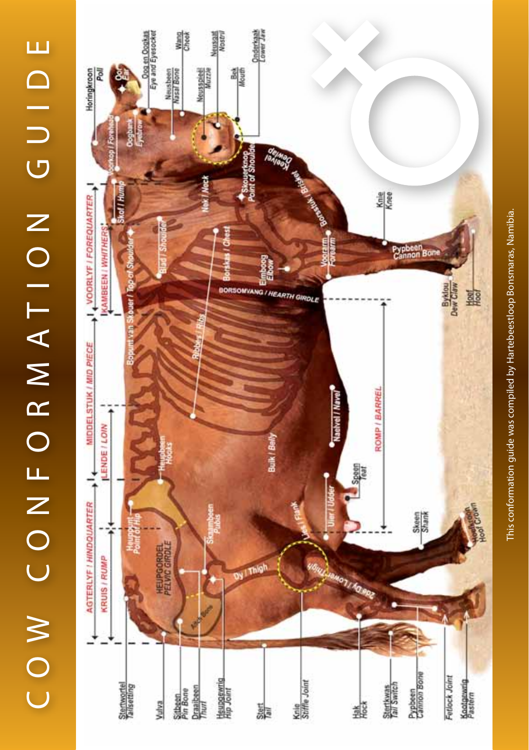# COW CONFORMATION GUIDE

- Horingkroon / Poll
- Oor / Ear
- Oog en Oogkas / Eye and Eyesocket
- Wang / Cheek
- Neusbeen / Nasal Bone
- Neusspieël / Muzzle
- Neusgat / Nostril
- Bek / Mouth
- Onderkaak / Lower Jaw
- Voorkop / Forehead
- Oogbank / Eyebrow
- Keelvel / Dewlap
- Skouerknop / Point of Shoulder
- Nek / Neck
- Borsstuk / Brisket
- Skof / Hump
- Knie / Knee
- Pypbeen / Cannon Bone
- Byklou / Dew Claw
- Hoef / Hoof
- VOORLYF / FOREQUARTER
- KAMBEEN / WHITHERS
- Bopunt van Skouer / Top of Shoulder
- Blad / Shoulder
- Borskas / Chest
- Elmboog / Elbow
- Voorarm / Forearm
- BORSOMVANG / HEARTH GIRDLE
- MIDDELSTUK / MID PIECE
- Ribbes / Ribs
- LENDE / LOIN
- Naelvel / Navel
- ROMP / BARREL
- Heupbeen / Hooks
- Buik / Belly
- Speen / Teat
- Uier / Udder
- Skeen / Shank
- Hoefkroon / Hoof Crown
- AGTERLYF / HINDQUARTER
- KRUIS / RUMP
- Heuppunt / Point of Hip
- HEUPGORDEL / PELVIC GIRDLE
- Skaambeen / Pubis
- Lies / Flank
- Dy / Thigh
- Onder Dy / Lower Thigh
- Aitch Bone
- Stertwortel / Tailsetting
- Vulva
- Sitbeen / Pin Bone
- Draaibeen / Thurl
- Heupgewrig / Hip Joint
- Stert / Tail
- Knie / Stifle Joint
- Hak / Hock
- Stertkwas / Tail Switch
- Pypbeen / Cannon Bone
- Fetlock Joint
- Kootgewrig / Pastern

This conformation guide was compiled by Hartebeestloop Bonsmaras, Namibia.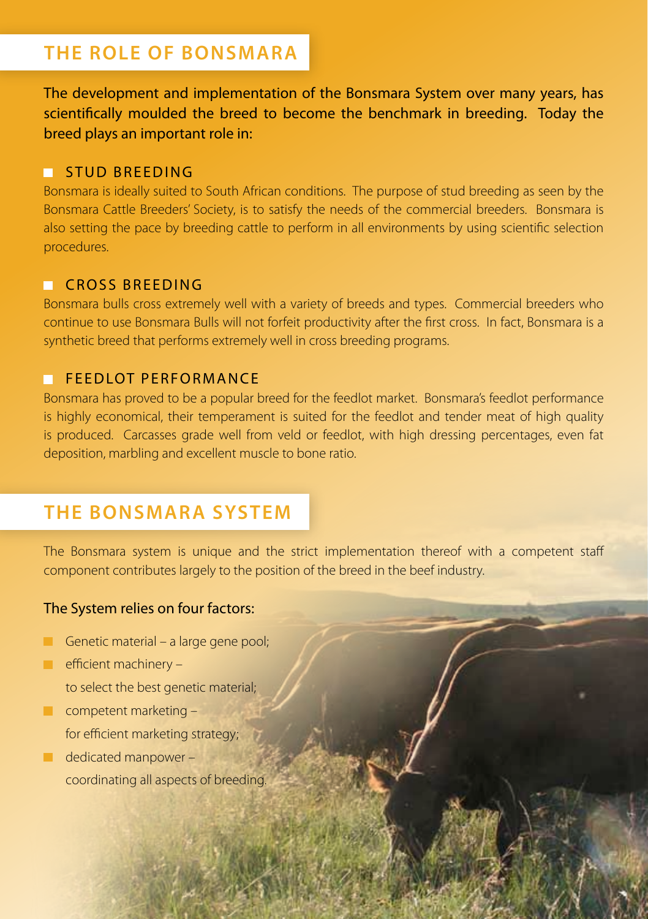## THE ROLE OF BONSMARA

The development and implementation of the Bonsmara System over many years, has scientifically moulded the breed to become the benchmark in breeding. Today the breed plays an important role in:

### STUD BREEDING

Bonsmara is ideally suited to South African conditions. The purpose of stud breeding as seen by the Bonsmara Cattle Breeders' Society, is to satisfy the needs of the commercial breeders. Bonsmara is also setting the pace by breeding cattle to perform in all environments by using scientific selection procedures.

### CROSS BREEDING

Bonsmara bulls cross extremely well with a variety of breeds and types. Commercial breeders who continue to use Bonsmara Bulls will not forfeit productivity after the first cross. In fact, Bonsmara is a synthetic breed that performs extremely well in cross breeding programs.

### FEEDLOT PERFORMANCE

Bonsmara has proved to be a popular breed for the feedlot market. Bonsmara's feedlot performance is highly economical, their temperament is suited for the feedlot and tender meat of high quality is produced. Carcasses grade well from veld or feedlot, with high dressing percentages, even fat deposition, marbling and excellent muscle to bone ratio.

## THE BONSMARA SYSTEM

The Bonsmara system is unique and the strict implementation thereof with a competent staff component contributes largely to the position of the breed in the beef industry.

The System relies on four factors:

- Genetic material – a large gene pool;
- efficient machinery – to select the best genetic material;
- competent marketing – for efficient marketing strategy;
- dedicated manpower – coordinating all aspects of breeding.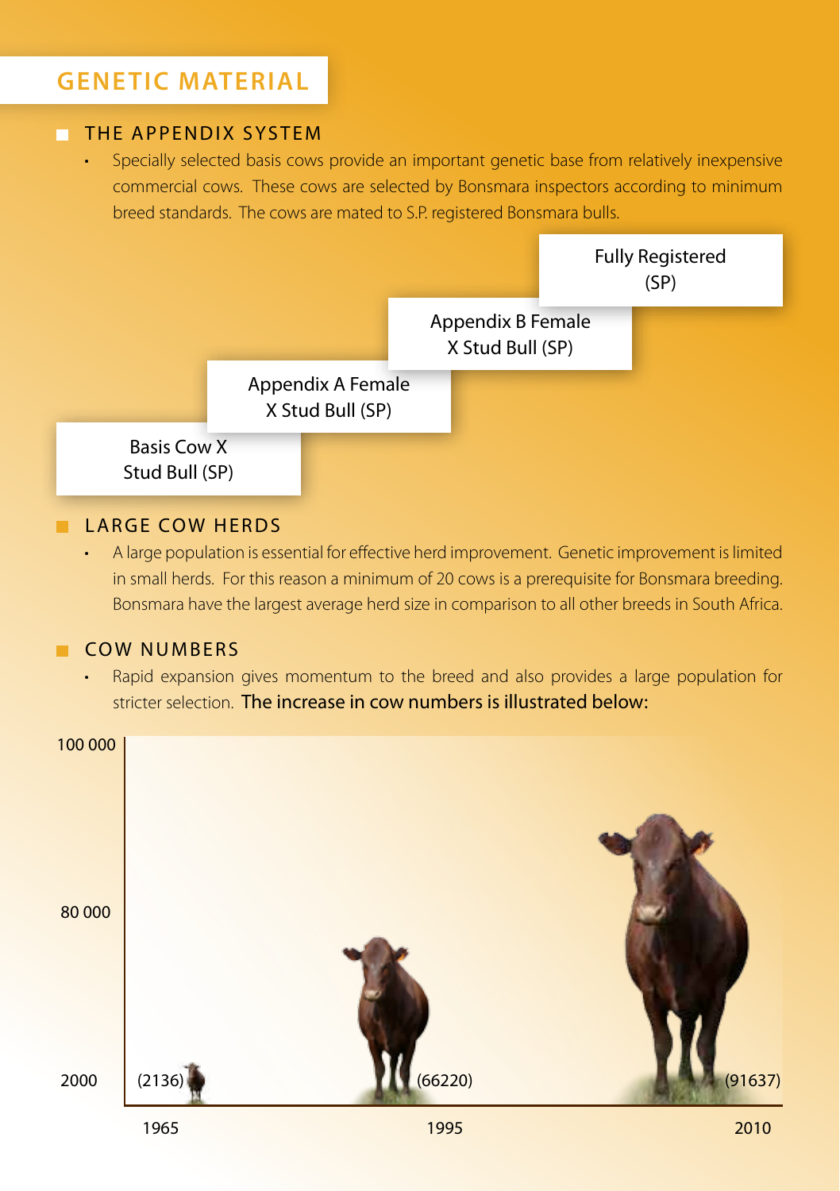# GENETIC MATERIAL

## THE APPENDIX SYSTEM

- Specially selected basis cows provide an important genetic base from relatively inexpensive commercial cows. These cows are selected by Bonsmara inspectors according to minimum breed standards. The cows are mated to S.P. registered Bonsmara bulls.

Basis Cow X Stud Bull (SP)

Appendix A Female X Stud Bull (SP)

Appendix B Female X Stud Bull (SP)

Fully Registered (SP)

## LARGE COW HERDS

- A large population is essential for effective herd improvement. Genetic improvement is limited in small herds. For this reason a minimum of 20 cows is a prerequisite for Bonsmara breeding. Bonsmara have the largest average herd size in comparison to all other breeds in South Africa.

## COW NUMBERS

- Rapid expansion gives momentum to the breed and also provides a large population for stricter selection. The increase in cow numbers is illustrated below:

| Year | Cow numbers |
|---|---|
| 1965 | 2136 |
| 1995 | 66220 |
| 2010 | 91637 |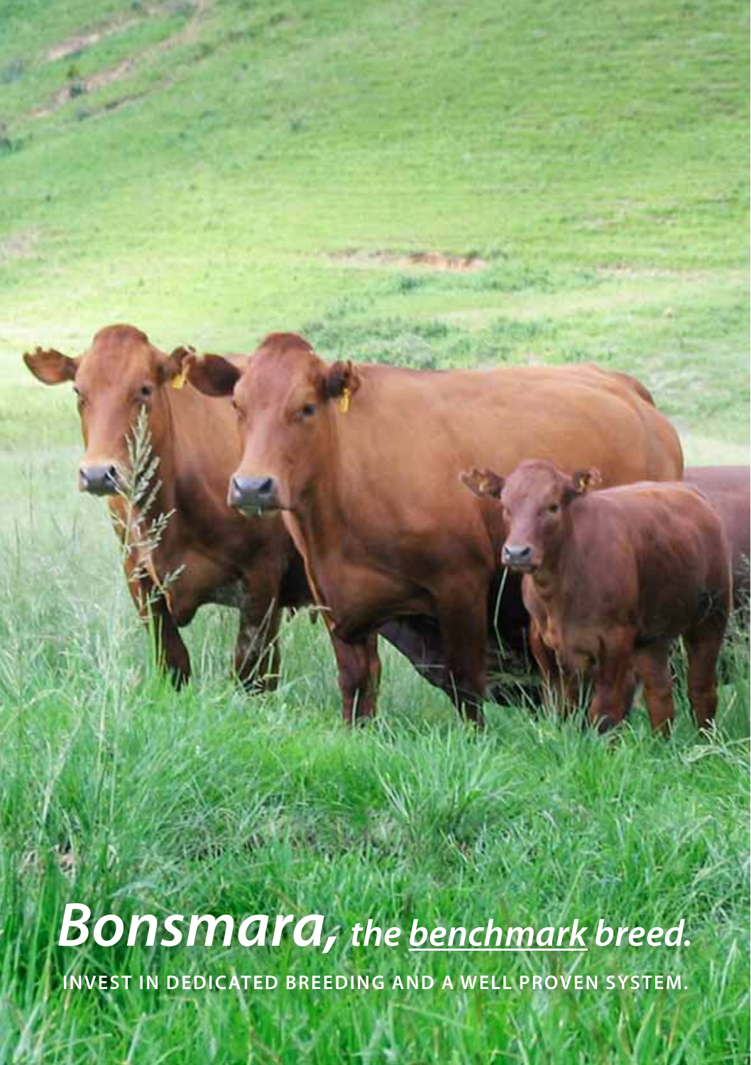***Bonsmara,*** ***the benchmark breed.***

**INVEST IN DEDICATED BREEDING AND A WELL PROVEN SYSTEM.**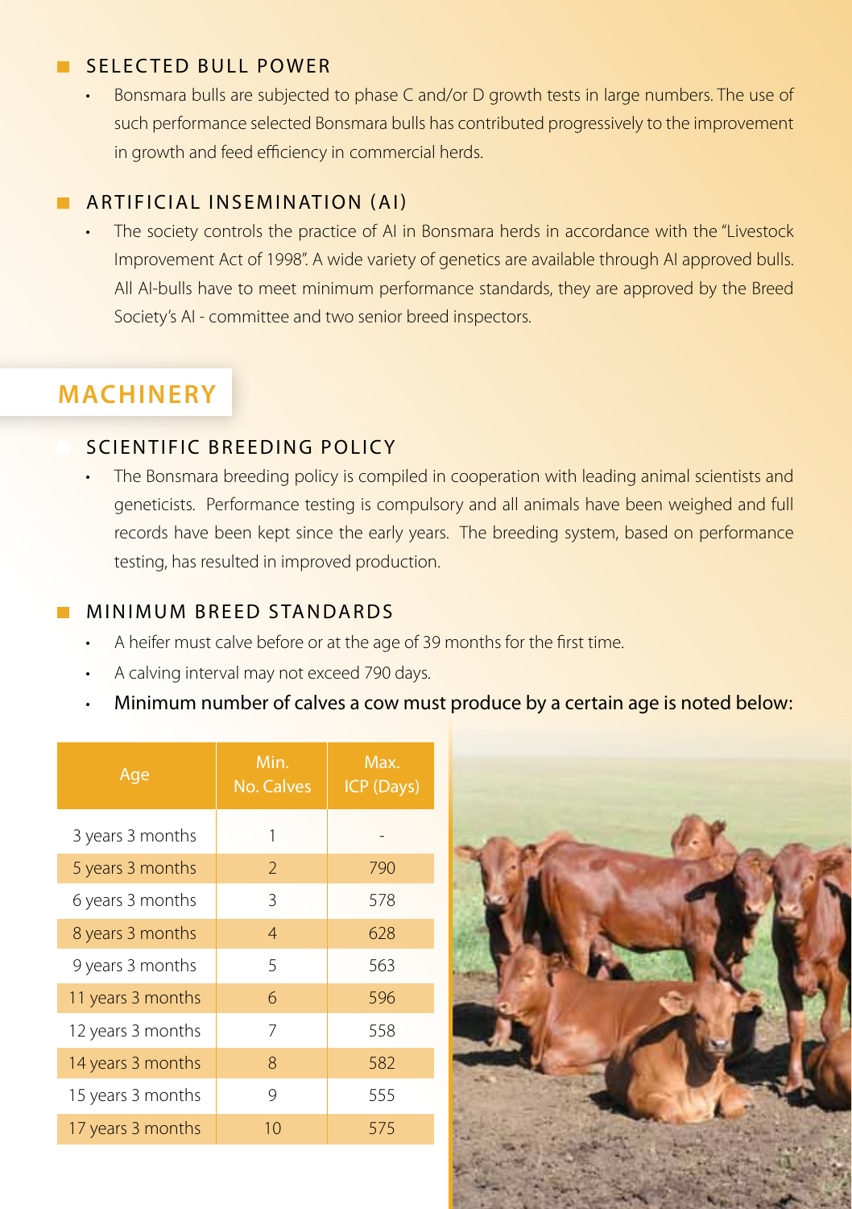### SELECTED BULL POWER

- Bonsmara bulls are subjected to phase C and/or D growth tests in large numbers. The use of such performance selected Bonsmara bulls has contributed progressively to the improvement in growth and feed efficiency in commercial herds.

### ARTIFICIAL INSEMINATION (AI)

- The society controls the practice of AI in Bonsmara herds in accordance with the "Livestock Improvement Act of 1998". A wide variety of genetics are available through AI approved bulls. All AI-bulls have to meet minimum performance standards, they are approved by the Breed Society's AI - committee and two senior breed inspectors.

## MACHINERY

### SCIENTIFIC BREEDING POLICY

- The Bonsmara breeding policy is compiled in cooperation with leading animal scientists and geneticists. Performance testing is compulsory and all animals have been weighed and full records have been kept since the early years. The breeding system, based on performance testing, has resulted in improved production.

### MINIMUM BREED STANDARDS

- A heifer must calve before or at the age of 39 months for the first time.
- A calving interval may not exceed 790 days.
- Minimum number of calves a cow must produce by a certain age is noted below:

| Age | Min. No. Calves | Max. ICP (Days) |
|---|---|---|
| 3 years 3 months | 1 | - |
| 5 years 3 months | 2 | 790 |
| 6 years 3 months | 3 | 578 |
| 8 years 3 months | 4 | 628 |
| 9 years 3 months | 5 | 563 |
| 11 years 3 months | 6 | 596 |
| 12 years 3 months | 7 | 558 |
| 14 years 3 months | 8 | 582 |
| 15 years 3 months | 9 | 555 |
| 17 years 3 months | 10 | 575 |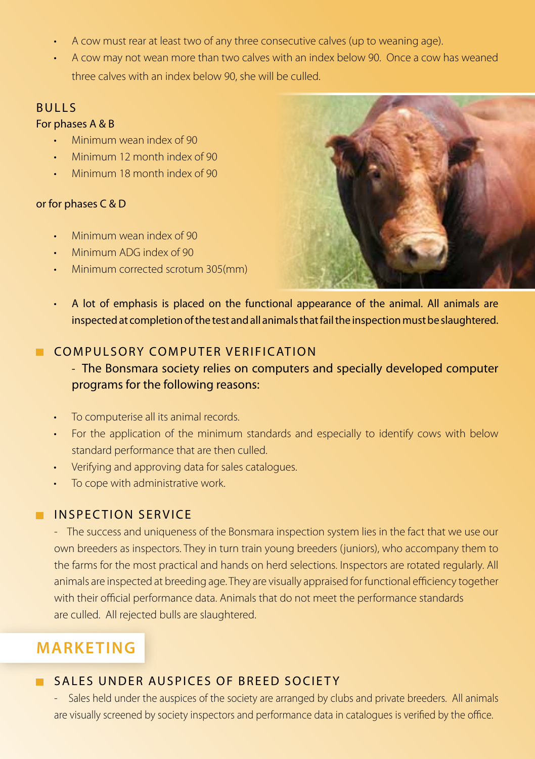- A cow must rear at least two of any three consecutive calves (up to weaning age).
- A cow may not wean more than two calves with an index below 90. Once a cow has weaned three calves with an index below 90, she will be culled.

### BULLS

For phases A & B

- Minimum wean index of 90
- Minimum 12 month index of 90
- Minimum 18 month index of 90

or for phases C & D

- Minimum wean index of 90
- Minimum ADG index of 90
- Minimum corrected scrotum 305(mm)

- A lot of emphasis is placed on the functional appearance of the animal. All animals are inspected at completion of the test and all animals that fail the inspection must be slaughtered.

### COMPULSORY COMPUTER VERIFICATION

- The Bonsmara society relies on computers and specially developed computer programs for the following reasons:

- To computerise all its animal records.
- For the application of the minimum standards and especially to identify cows with below standard performance that are then culled.
- Verifying and approving data for sales catalogues.
- To cope with administrative work.

### INSPECTION SERVICE

- The success and uniqueness of the Bonsmara inspection system lies in the fact that we use our own breeders as inspectors. They in turn train young breeders (juniors), who accompany them to the farms for the most practical and hands on herd selections. Inspectors are rotated regularly. All animals are inspected at breeding age. They are visually appraised for functional efficiency together with their official performance data. Animals that do not meet the performance standards are culled. All rejected bulls are slaughtered.

## MARKETING

### SALES UNDER AUSPICES OF BREED SOCIETY

- Sales held under the auspices of the society are arranged by clubs and private breeders. All animals are visually screened by society inspectors and performance data in catalogues is verified by the office.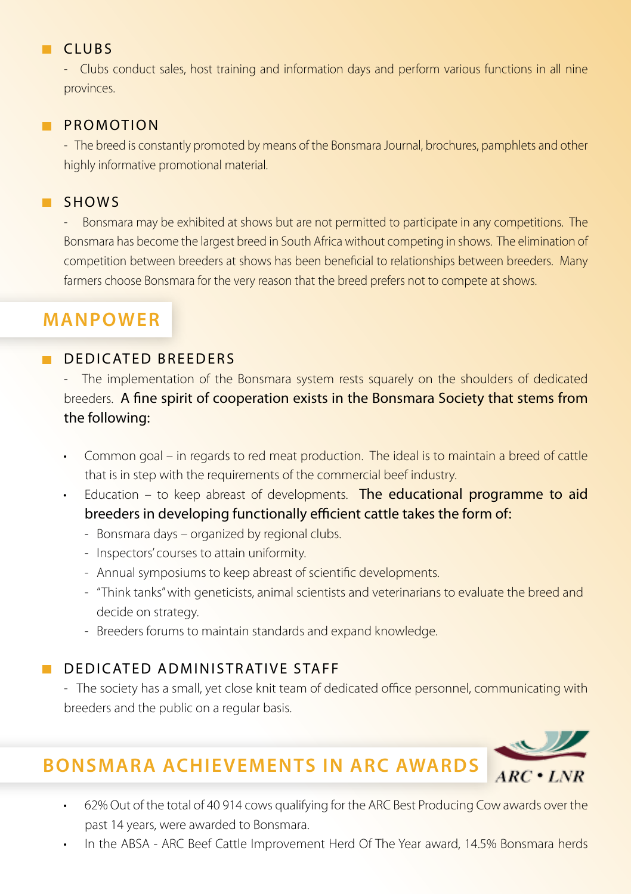### CLUBS

- Clubs conduct sales, host training and information days and perform various functions in all nine provinces.

### PROMOTION

- The breed is constantly promoted by means of the Bonsmara Journal, brochures, pamphlets and other highly informative promotional material.

### SHOWS

- Bonsmara may be exhibited at shows but are not permitted to participate in any competitions. The Bonsmara has become the largest breed in South Africa without competing in shows. The elimination of competition between breeders at shows has been beneficial to relationships between breeders. Many farmers choose Bonsmara for the very reason that the breed prefers not to compete at shows.

## MANPOWER

### DEDICATED BREEDERS

- The implementation of the Bonsmara system rests squarely on the shoulders of dedicated breeders. A fine spirit of cooperation exists in the Bonsmara Society that stems from the following:

- Common goal – in regards to red meat production. The ideal is to maintain a breed of cattle that is in step with the requirements of the commercial beef industry.
- Education – to keep abreast of developments. The educational programme to aid breeders in developing functionally efficient cattle takes the form of:
  - Bonsmara days – organized by regional clubs.
  - Inspectors' courses to attain uniformity.
  - Annual symposiums to keep abreast of scientific developments.
  - "Think tanks" with geneticists, animal scientists and veterinarians to evaluate the breed and decide on strategy.
  - Breeders forums to maintain standards and expand knowledge.

### DEDICATED ADMINISTRATIVE STAFF

- The society has a small, yet close knit team of dedicated office personnel, communicating with breeders and the public on a regular basis.

## BONSMARA ACHIEVEMENTS IN ARC AWARDS

ARC • LNR

- 62% Out of the total of 40 914 cows qualifying for the ARC Best Producing Cow awards over the past 14 years, were awarded to Bonsmara.
- In the ABSA - ARC Beef Cattle Improvement Herd Of The Year award, 14.5% Bonsmara herds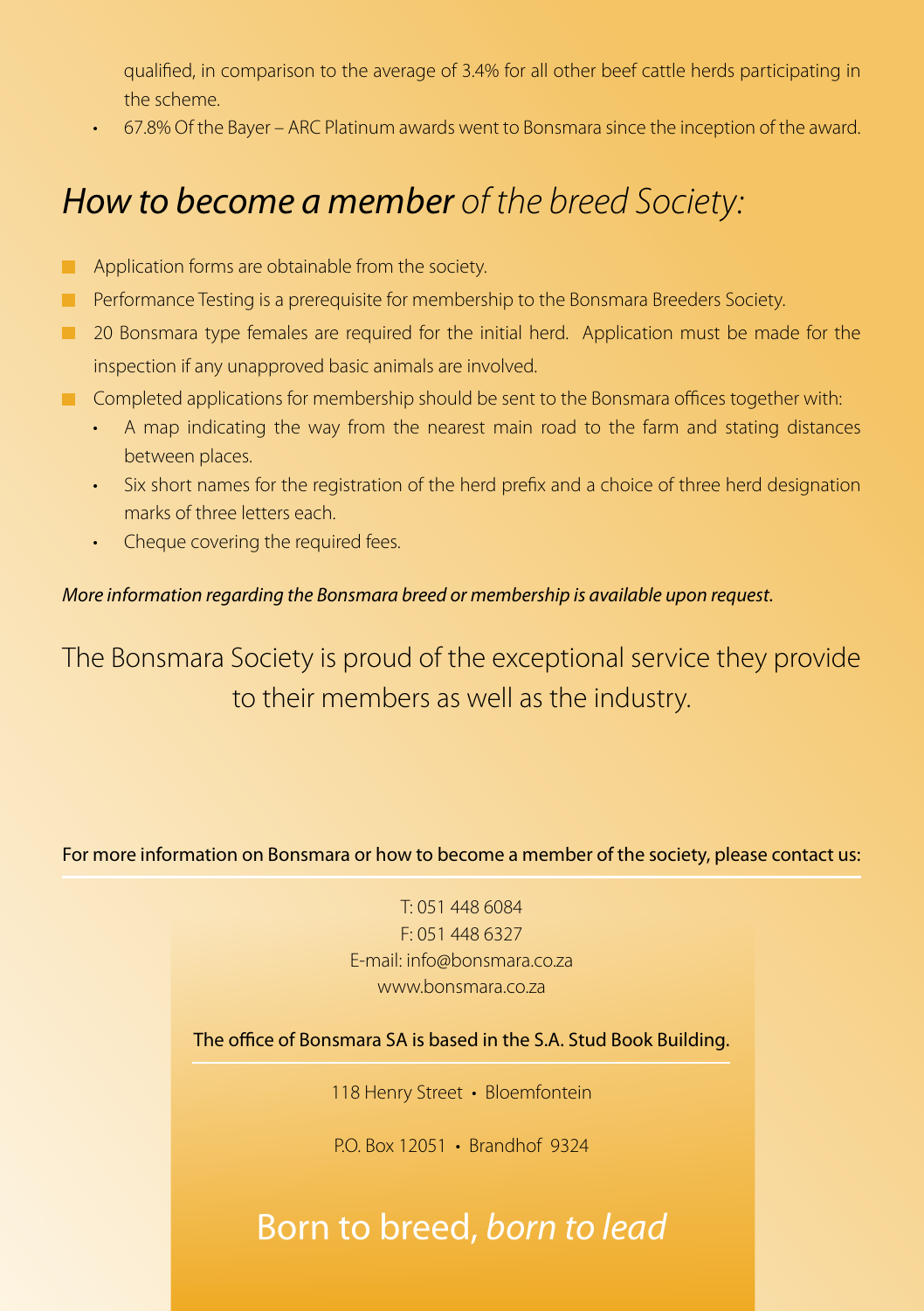qualified, in comparison to the average of 3.4% for all other beef cattle herds participating in the scheme.

- 67.8% Of the Bayer – ARC Platinum awards went to Bonsmara since the inception of the award.

## *How to become a member of the breed Society:*

- Application forms are obtainable from the society.
- Performance Testing is a prerequisite for membership to the Bonsmara Breeders Society.
- 20 Bonsmara type females are required for the initial herd. Application must be made for the inspection if any unapproved basic animals are involved.
- Completed applications for membership should be sent to the Bonsmara offices together with:
  - A map indicating the way from the nearest main road to the farm and stating distances between places.
  - Six short names for the registration of the herd prefix and a choice of three herd designation marks of three letters each.
  - Cheque covering the required fees.

*More information regarding the Bonsmara breed or membership is available upon request.*

The Bonsmara Society is proud of the exceptional service they provide to their members as well as the industry.

For more information on Bonsmara or how to become a member of the society, please contact us:

T: 051 448 6084
F: 051 448 6327
E-mail: info@bonsmara.co.za
www.bonsmara.co.za

The office of Bonsmara SA is based in the S.A. Stud Book Building.

118 Henry Street • Bloemfontein

P.O. Box 12051 • Brandhof 9324

Born to breed, *born to lead*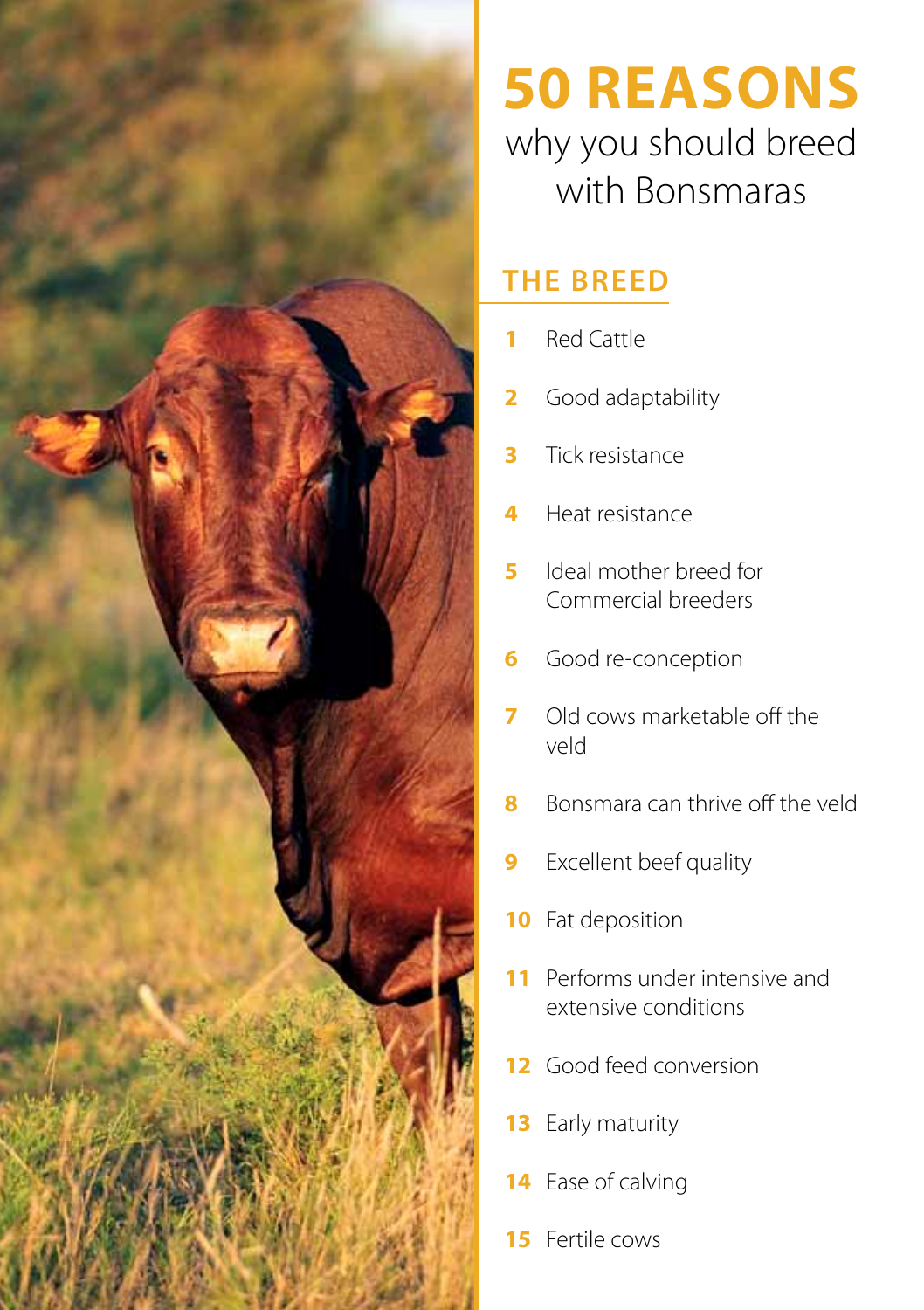# 50 REASONS

why you should breed with Bonsmaras

## THE BREED

1. Red Cattle
2. Good adaptability
3. Tick resistance
4. Heat resistance
5. Ideal mother breed for Commercial breeders
6. Good re-conception
7. Old cows marketable off the veld
8. Bonsmara can thrive off the veld
9. Excellent beef quality
10. Fat deposition
11. Performs under intensive and extensive conditions
12. Good feed conversion
13. Early maturity
14. Ease of calving
15. Fertile cows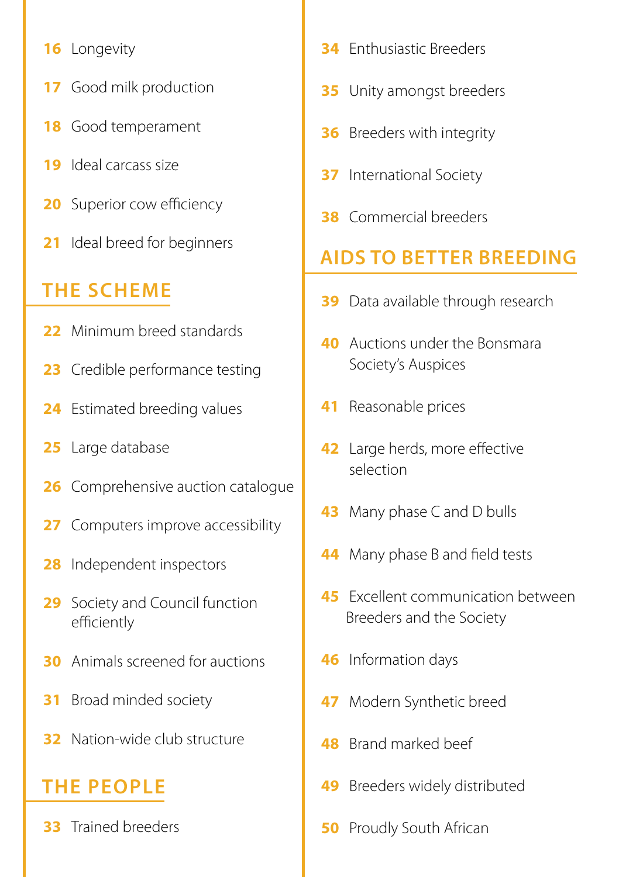16 Longevity

17 Good milk production

18 Good temperament

19 Ideal carcass size

20 Superior cow efficiency

21 Ideal breed for beginners

## THE SCHEME

22 Minimum breed standards

23 Credible performance testing

24 Estimated breeding values

25 Large database

26 Comprehensive auction catalogue

27 Computers improve accessibility

28 Independent inspectors

29 Society and Council function efficiently

30 Animals screened for auctions

31 Broad minded society

32 Nation-wide club structure

## THE PEOPLE

33 Trained breeders

34 Enthusiastic Breeders

35 Unity amongst breeders

36 Breeders with integrity

37 International Society

38 Commercial breeders

## AIDS TO BETTER BREEDING

39 Data available through research

40 Auctions under the Bonsmara Society's Auspices

41 Reasonable prices

42 Large herds, more effective selection

43 Many phase C and D bulls

44 Many phase B and field tests

45 Excellent communication between Breeders and the Society

46 Information days

47 Modern Synthetic breed

48 Brand marked beef

49 Breeders widely distributed

50 Proudly South African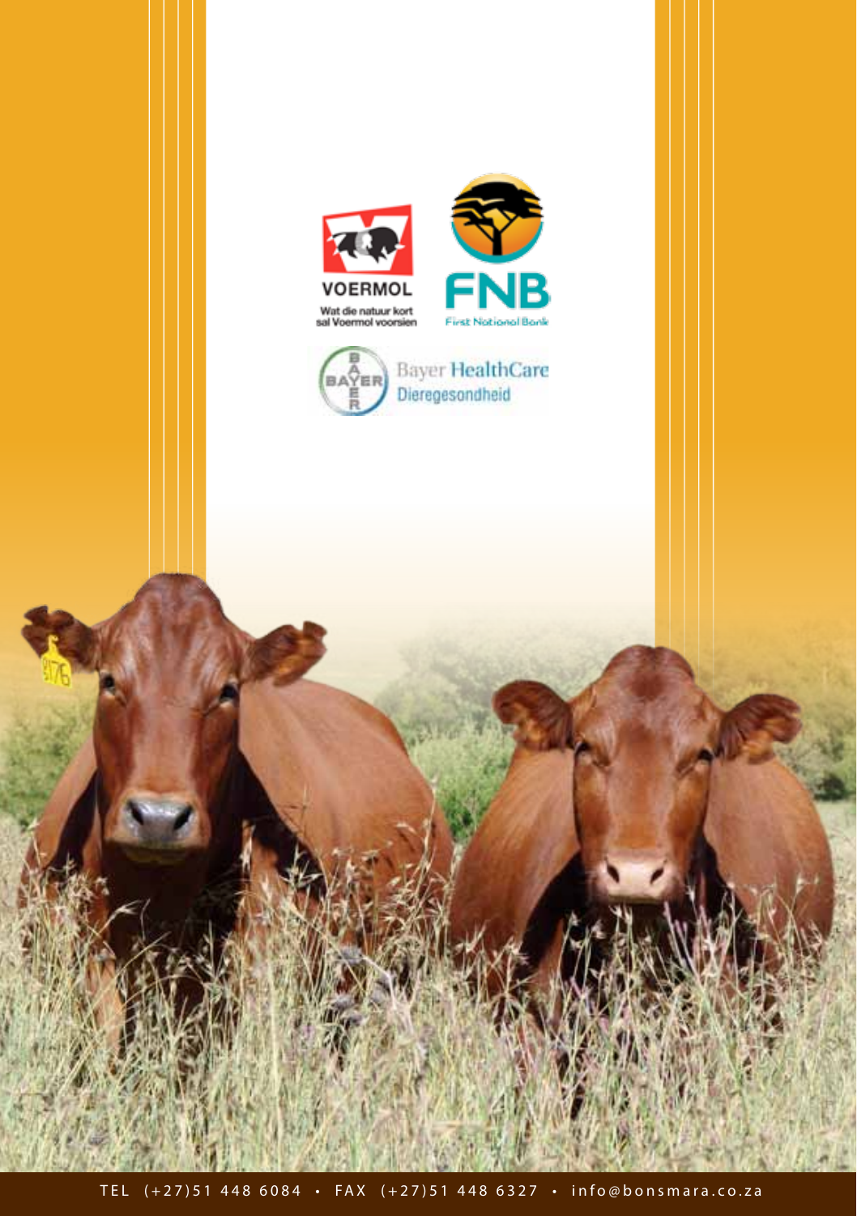VOERMOL

Wat die natuur kort sal Voermol voorsien

FNB

First National Bank

Bayer HealthCare

Dieregesondheid

TEL (+27)51 448 6084 • FAX (+27)51 448 6327 • info@bonsmara.co.za